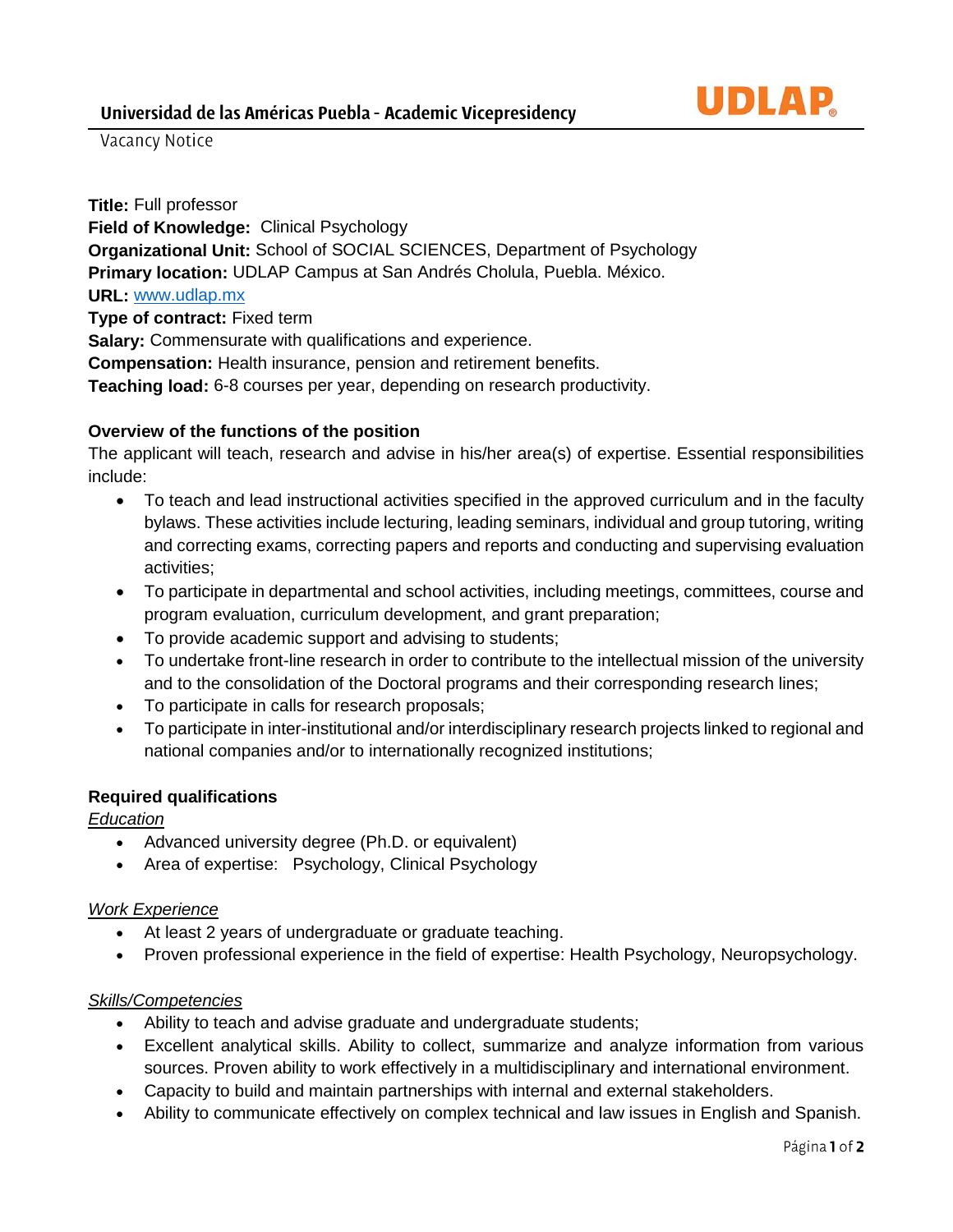# Universidad de las Américas Puebla - Academic Vicepresidency

Vacancy Notice

**Title:** Full professor
**Field of Knowledge:** Clinical Psychology
**Organizational Unit:** School of SOCIAL SCIENCES, Department of Psychology
**Primary location:** UDLAP Campus at San Andrés Cholula, Puebla. México.
**URL:** [www.udlap.mx](www.udlap.mx)
**Type of contract:** Fixed term
**Salary:** Commensurate with qualifications and experience.
**Compensation:** Health insurance, pension and retirement benefits.
**Teaching load:** 6-8 courses per year, depending on research productivity.

## Overview of the functions of the position

The applicant will teach, research and advise in his/her area(s) of expertise. Essential responsibilities include:

- To teach and lead instructional activities specified in the approved curriculum and in the faculty bylaws. These activities include lecturing, leading seminars, individual and group tutoring, writing and correcting exams, correcting papers and reports and conducting and supervising evaluation activities;
- To participate in departmental and school activities, including meetings, committees, course and program evaluation, curriculum development, and grant preparation;
- To provide academic support and advising to students;
- To undertake front-line research in order to contribute to the intellectual mission of the university and to the consolidation of the Doctoral programs and their corresponding research lines;
- To participate in calls for research proposals;
- To participate in inter-institutional and/or interdisciplinary research projects linked to regional and national companies and/or to internationally recognized institutions;

## Required qualifications

*Education*

- Advanced university degree (Ph.D. or equivalent)
- Area of expertise: Psychology, Clinical Psychology

*Work Experience*

- At least 2 years of undergraduate or graduate teaching.
- Proven professional experience in the field of expertise: Health Psychology, Neuropsychology.

*Skills/Competencies*

- Ability to teach and advise graduate and undergraduate students;
- Excellent analytical skills. Ability to collect, summarize and analyze information from various sources. Proven ability to work effectively in a multidisciplinary and international environment.
- Capacity to build and maintain partnerships with internal and external stakeholders.
- Ability to communicate effectively on complex technical and law issues in English and Spanish.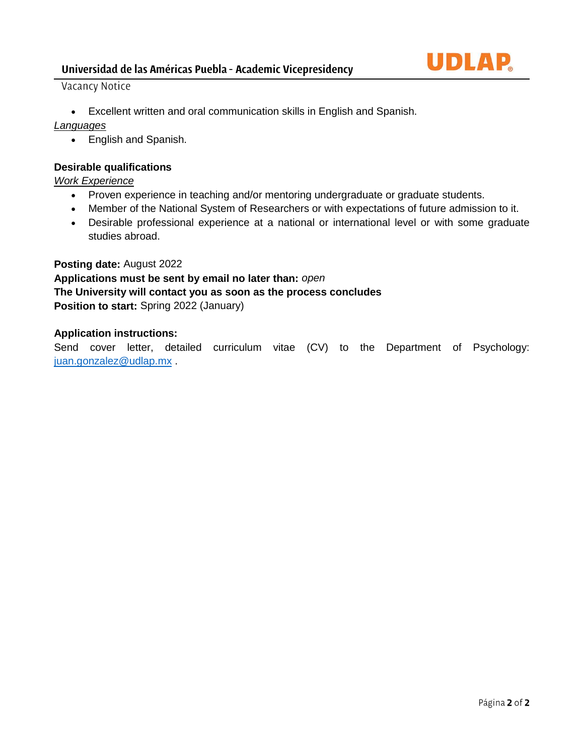- Excellent written and oral communication skills in English and Spanish.

*Languages*

- English and Spanish.

**Desirable qualifications**

*Work Experience*

- Proven experience in teaching and/or mentoring undergraduate or graduate students.
- Member of the National System of Researchers or with expectations of future admission to it.
- Desirable professional experience at a national or international level or with some graduate studies abroad.

**Posting date:** August 2022
**Applications must be sent by email no later than:** *open*
**The University will contact you as soon as the process concludes**
**Position to start:** Spring 2022 (January)

**Application instructions:**
Send cover letter, detailed curriculum vitae (CV) to the Department of Psychology: juan.gonzalez@udlap.mx .